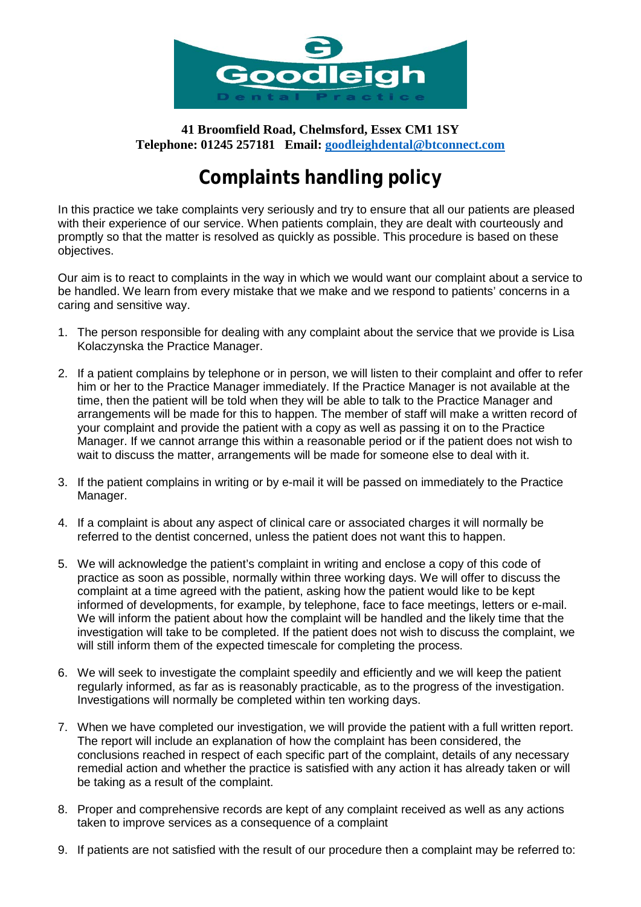Goodleigh Dental Practice

**41 Broomfield Road, Chelmsford, Essex CM1 1SY**
**Telephone: 01245 257181 Email: goodleighdental@btconnect.com**

# Complaints handling policy

In this practice we take complaints very seriously and try to ensure that all our patients are pleased with their experience of our service. When patients complain, they are dealt with courteously and promptly so that the matter is resolved as quickly as possible. This procedure is based on these objectives.

Our aim is to react to complaints in the way in which we would want our complaint about a service to be handled. We learn from every mistake that we make and we respond to patients' concerns in a caring and sensitive way.

1. The person responsible for dealing with any complaint about the service that we provide is Lisa Kolaczynska the Practice Manager.

2. If a patient complains by telephone or in person, we will listen to their complaint and offer to refer him or her to the Practice Manager immediately. If the Practice Manager is not available at the time, then the patient will be told when they will be able to talk to the Practice Manager and arrangements will be made for this to happen. The member of staff will make a written record of your complaint and provide the patient with a copy as well as passing it on to the Practice Manager. If we cannot arrange this within a reasonable period or if the patient does not wish to wait to discuss the matter, arrangements will be made for someone else to deal with it.

3. If the patient complains in writing or by e-mail it will be passed on immediately to the Practice Manager.

4. If a complaint is about any aspect of clinical care or associated charges it will normally be referred to the dentist concerned, unless the patient does not want this to happen.

5. We will acknowledge the patient's complaint in writing and enclose a copy of this code of practice as soon as possible, normally within three working days. We will offer to discuss the complaint at a time agreed with the patient, asking how the patient would like to be kept informed of developments, for example, by telephone, face to face meetings, letters or e-mail. We will inform the patient about how the complaint will be handled and the likely time that the investigation will take to be completed. If the patient does not wish to discuss the complaint, we will still inform them of the expected timescale for completing the process.

6. We will seek to investigate the complaint speedily and efficiently and we will keep the patient regularly informed, as far as is reasonably practicable, as to the progress of the investigation. Investigations will normally be completed within ten working days.

7. When we have completed our investigation, we will provide the patient with a full written report. The report will include an explanation of how the complaint has been considered, the conclusions reached in respect of each specific part of the complaint, details of any necessary remedial action and whether the practice is satisfied with any action it has already taken or will be taking as a result of the complaint.

8. Proper and comprehensive records are kept of any complaint received as well as any actions taken to improve services as a consequence of a complaint

9. If patients are not satisfied with the result of our procedure then a complaint may be referred to: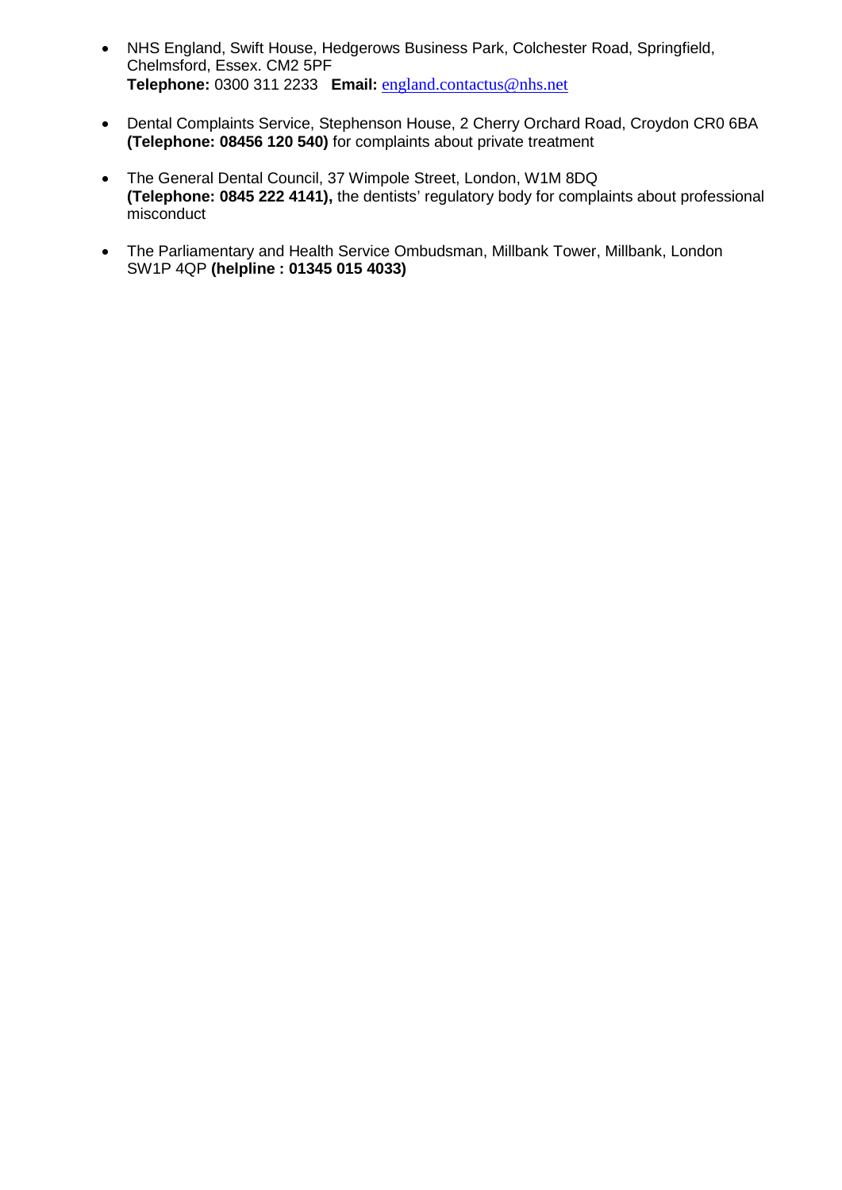- NHS England, Swift House, Hedgerows Business Park, Colchester Road, Springfield, Chelmsford, Essex. CM2 5PF
  **Telephone:** 0300 311 2233 **Email:** england.contactus@nhs.net

- Dental Complaints Service, Stephenson House, 2 Cherry Orchard Road, Croydon CR0 6BA **(Telephone: 08456 120 540)** for complaints about private treatment

- The General Dental Council, 37 Wimpole Street, London, W1M 8DQ **(Telephone: 0845 222 4141),** the dentists' regulatory body for complaints about professional misconduct

- The Parliamentary and Health Service Ombudsman, Millbank Tower, Millbank, London SW1P 4QP **(helpline : 01345 015 4033)**